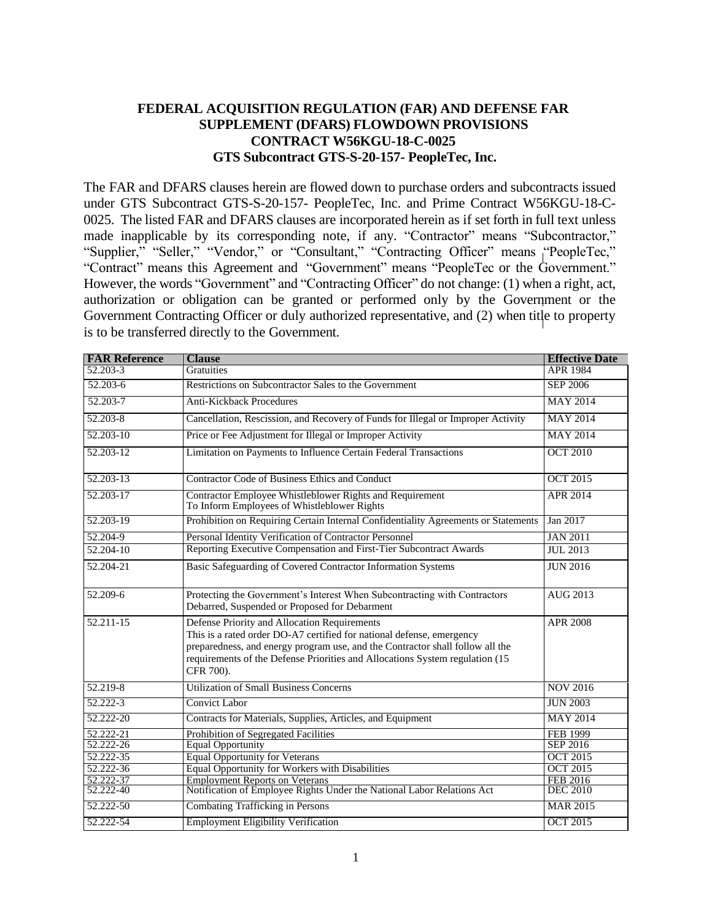**FEDERAL ACQUISITION REGULATION (FAR) AND DEFENSE FAR SUPPLEMENT (DFARS) FLOWDOWN PROVISIONS**
**CONTRACT W56KGU-18-C-0025**
**GTS Subcontract GTS-S-20-157- PeopleTec, Inc.**

The FAR and DFARS clauses herein are flowed down to purchase orders and subcontracts issued under GTS Subcontract GTS-S-20-157- PeopleTec, Inc. and Prime Contract W56KGU-18-C-0025. The listed FAR and DFARS clauses are incorporated herein as if set forth in full text unless made inapplicable by its corresponding note, if any. "Contractor" means "Subcontractor," "Supplier," "Seller," "Vendor," or "Consultant," "Contracting Officer" means "PeopleTec," "Contract" means this Agreement and "Government" means "PeopleTec or the Government." However, the words "Government" and "Contracting Officer" do not change: (1) when a right, act, authorization or obligation can be granted or performed only by the Government or the Government Contracting Officer or duly authorized representative, and (2) when title to property is to be transferred directly to the Government.

| FAR Reference | Clause | Effective Date |
|---|---|---|
| 52.203-3 | Gratuities | APR 1984 |
| 52.203-6 | Restrictions on Subcontractor Sales to the Government | SEP 2006 |
| 52.203-7 | Anti-Kickback Procedures | MAY 2014 |
| 52.203-8 | Cancellation, Rescission, and Recovery of Funds for Illegal or Improper Activity | MAY 2014 |
| 52.203-10 | Price or Fee Adjustment for Illegal or Improper Activity | MAY 2014 |
| 52.203-12 | Limitation on Payments to Influence Certain Federal Transactions | OCT 2010 |
| 52.203-13 | Contractor Code of Business Ethics and Conduct | OCT 2015 |
| 52.203-17 | Contractor Employee Whistleblower Rights and Requirement To Inform Employees of Whistleblower Rights | APR 2014 |
| 52.203-19 | Prohibition on Requiring Certain Internal Confidentiality Agreements or Statements | Jan 2017 |
| 52.204-9 | Personal Identity Verification of Contractor Personnel | JAN 2011 |
| 52.204-10 | Reporting Executive Compensation and First-Tier Subcontract Awards | JUL 2013 |
| 52.204-21 | Basic Safeguarding of Covered Contractor Information Systems | JUN 2016 |
| 52.209-6 | Protecting the Government's Interest When Subcontracting with Contractors Debarred, Suspended or Proposed for Debarment | AUG 2013 |
| 52.211-15 | Defense Priority and Allocation Requirements<br>This is a rated order DO-A7 certified for national defense, emergency preparedness, and energy program use, and the Contractor shall follow all the requirements of the Defense Priorities and Allocations System regulation (15 CFR 700). | APR 2008 |
| 52.219-8 | Utilization of Small Business Concerns | NOV 2016 |
| 52.222-3 | Convict Labor | JUN 2003 |
| 52.222-20 | Contracts for Materials, Supplies, Articles, and Equipment | MAY 2014 |
| 52.222-21 | Prohibition of Segregated Facilities | FEB 1999 |
| 52.222-26 | Equal Opportunity | SEP 2016 |
| 52.222-35 | Equal Opportunity for Veterans | OCT 2015 |
| 52.222-36 | Equal Opportunity for Workers with Disabilities | OCT 2015 |
| 52.222-37 | Employment Reports on Veterans | FEB 2016 |
| 52.222-40 | Notification of Employee Rights Under the National Labor Relations Act | DEC 2010 |
| 52.222-50 | Combating Trafficking in Persons | MAR 2015 |
| 52.222-54 | Employment Eligibility Verification | OCT 2015 |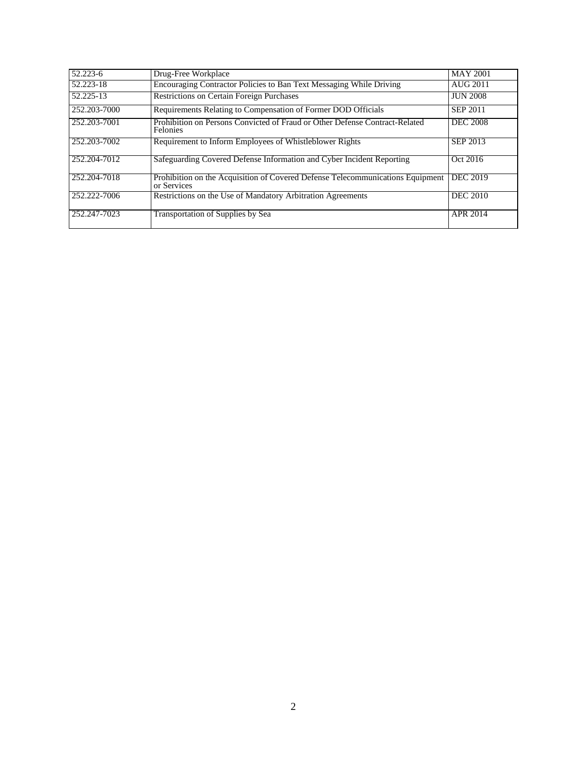| | | |
|---|---|---|
| 52.223-6 | Drug-Free Workplace | MAY 2001 |
| 52.223-18 | Encouraging Contractor Policies to Ban Text Messaging While Driving | AUG 2011 |
| 52.225-13 | Restrictions on Certain Foreign Purchases | JUN 2008 |
| 252.203-7000 | Requirements Relating to Compensation of Former DOD Officials | SEP 2011 |
| 252.203-7001 | Prohibition on Persons Convicted of Fraud or Other Defense Contract-Related Felonies | DEC 2008 |
| 252.203-7002 | Requirement to Inform Employees of Whistleblower Rights | SEP 2013 |
| 252.204-7012 | Safeguarding Covered Defense Information and Cyber Incident Reporting | Oct 2016 |
| 252.204-7018 | Prohibition on the Acquisition of Covered Defense Telecommunications Equipment or Services | DEC 2019 |
| 252.222-7006 | Restrictions on the Use of Mandatory Arbitration Agreements | DEC 2010 |
| 252.247-7023 | Transportation of Supplies by Sea | APR 2014 |